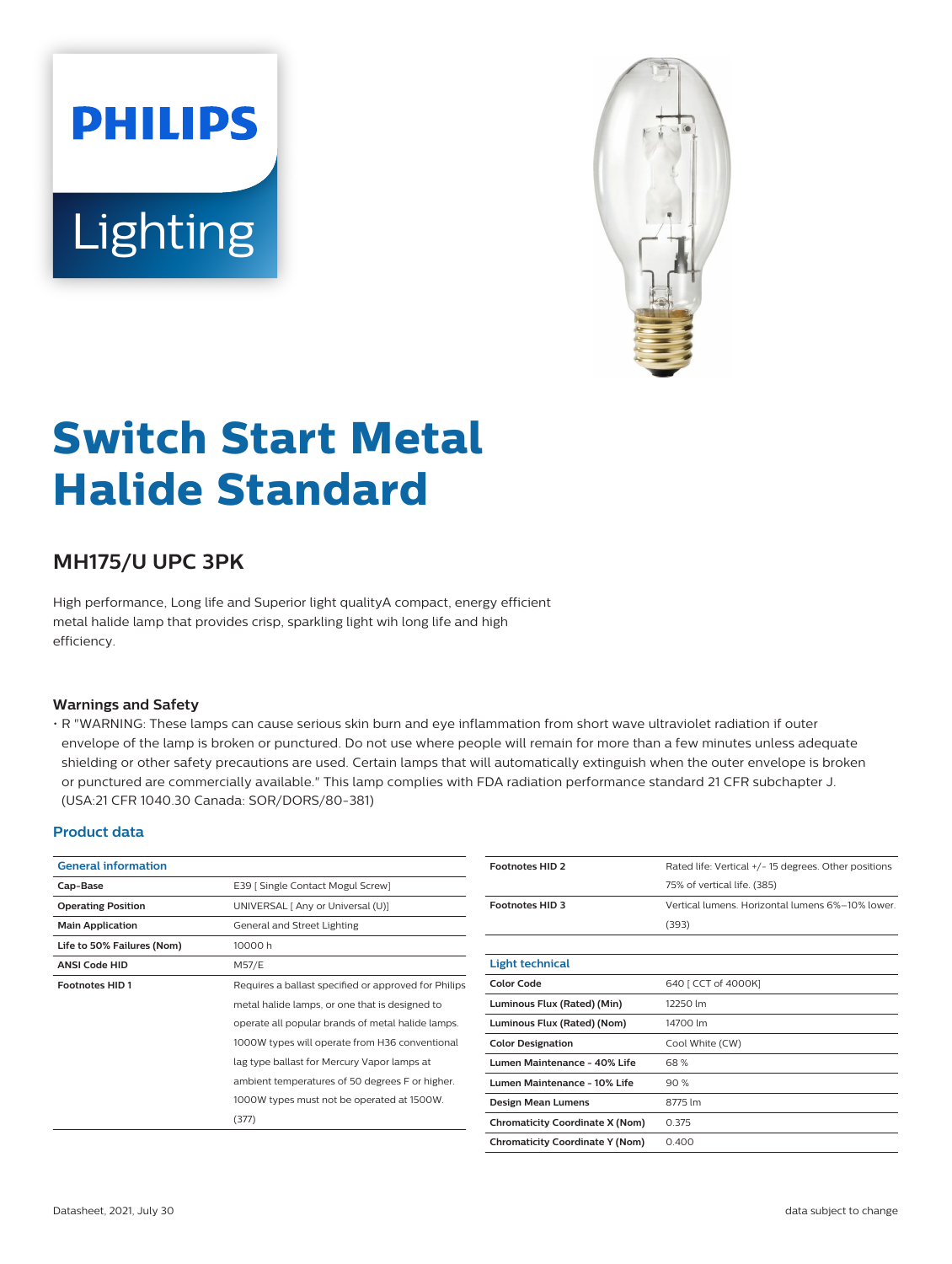# Switch Start Metal Halide Standard

## MH175/U UPC 3PK

High performance, Long life and Superior light qualityA compact, energy efficient metal halide lamp that provides crisp, sparkling light wih long life and high efficiency.

### Warnings and Safety

- R "WARNING: These lamps can cause serious skin burn and eye inflammation from short wave ultraviolet radiation if outer envelope of the lamp is broken or punctured. Do not use where people will remain for more than a few minutes unless adequate shielding or other safety precautions are used. Certain lamps that will automatically extinguish when the outer envelope is broken or punctured are commercially available." This lamp complies with FDA radiation performance standard 21 CFR subchapter J. (USA:21 CFR 1040.30 Canada: SOR/DORS/80-381)

### Product data

| General information | |
|---|---|
| **Cap-Base** | E39 [ Single Contact Mogul Screw] |
| **Operating Position** | UNIVERSAL [ Any or Universal (U)] |
| **Main Application** | General and Street Lighting |
| **Life to 50% Failures (Nom)** | 10000 h |
| **ANSI Code HID** | M57/E |
| **Footnotes HID 1** | Requires a ballast specified or approved for Philips metal halide lamps, or one that is designed to operate all popular brands of metal halide lamps. 1000W types will operate from H36 conventional lag type ballast for Mercury Vapor lamps at ambient temperatures of 50 degrees F or higher. 1000W types must not be operated at 1500W. (377) |
| **Footnotes HID 2** | Rated life: Vertical +/- 15 degrees. Other positions 75% of vertical life. (385) |
| **Footnotes HID 3** | Vertical lumens. Horizontal lumens 6%–10% lower. (393) |

| Light technical | |
|---|---|
| **Color Code** | 640 [ CCT of 4000K] |
| **Luminous Flux (Rated) (Min)** | 12250 lm |
| **Luminous Flux (Rated) (Nom)** | 14700 lm |
| **Color Designation** | Cool White (CW) |
| **Lumen Maintenance - 40% Life** | 68 % |
| **Lumen Maintenance - 10% Life** | 90 % |
| **Design Mean Lumens** | 8775 lm |
| **Chromaticity Coordinate X (Nom)** | 0.375 |
| **Chromaticity Coordinate Y (Nom)** | 0.400 |

Datasheet, 2021, July 30 data subject to change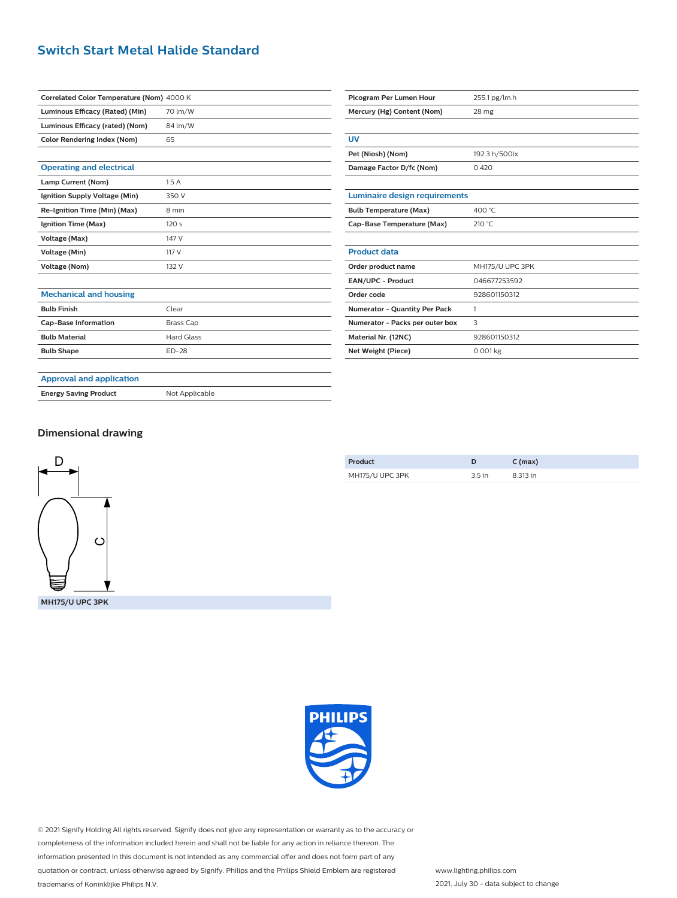## Switch Start Metal Halide Standard

| | |
|---|---|
| **Correlated Color Temperature (Nom)** | 4000 K |
| **Luminous Efficacy (Rated) (Min)** | 70 lm/W |
| **Luminous Efficacy (rated) (Nom)** | 84 lm/W |
| **Color Rendering Index (Nom)** | 65 |

### Operating and electrical

| | |
|---|---|
| **Lamp Current (Nom)** | 1.5 A |
| **Ignition Supply Voltage (Min)** | 350 V |
| **Re-Ignition Time (Min) (Max)** | 8 min |
| **Ignition Time (Max)** | 120 s |
| **Voltage (Max)** | 147 V |
| **Voltage (Min)** | 117 V |
| **Voltage (Nom)** | 132 V |

### Mechanical and housing

| | |
|---|---|
| **Bulb Finish** | Clear |
| **Cap-Base Information** | Brass Cap |
| **Bulb Material** | Hard Glass |
| **Bulb Shape** | ED-28 |

### Approval and application

| | |
|---|---|
| **Energy Saving Product** | Not Applicable |

| | |
|---|---|
| **Picogram Per Lumen Hour** | 255.1 pg/lm.h |
| **Mercury (Hg) Content (Nom)** | 28 mg |

### UV

| | |
|---|---|
| **Pet (Niosh) (Nom)** | 192.3 h/500lx |
| **Damage Factor D/fc (Nom)** | 0.420 |

### Luminaire design requirements

| | |
|---|---|
| **Bulb Temperature (Max)** | 400 °C |
| **Cap-Base Temperature (Max)** | 210 °C |

### Product data

| | |
|---|---|
| **Order product name** | MH175/U UPC 3PK |
| **EAN/UPC - Product** | 046677253592 |
| **Order code** | 928601150312 |
| **Numerator - Quantity Per Pack** | 1 |
| **Numerator - Packs per outer box** | 3 |
| **Material Nr. (12NC)** | 928601150312 |
| **Net Weight (Piece)** | 0.001 kg |

## Dimensional drawing

D

C

MH175/U UPC 3PK

| Product | D | C (max) |
|---|---|---|
| MH175/U UPC 3PK | 3.5 in | 8.313 in |

© 2021 Signify Holding All rights reserved. Signify does not give any representation or warranty as to the accuracy or completeness of the information included herein and shall not be liable for any action in reliance thereon. The information presented in this document is not intended as any commercial offer and does not form part of any quotation or contract, unless otherwise agreed by Signify. Philips and the Philips Shield Emblem are registered trademarks of Koninklijke Philips N.V.

www.lighting.philips.com

2021, July 30 - data subject to change